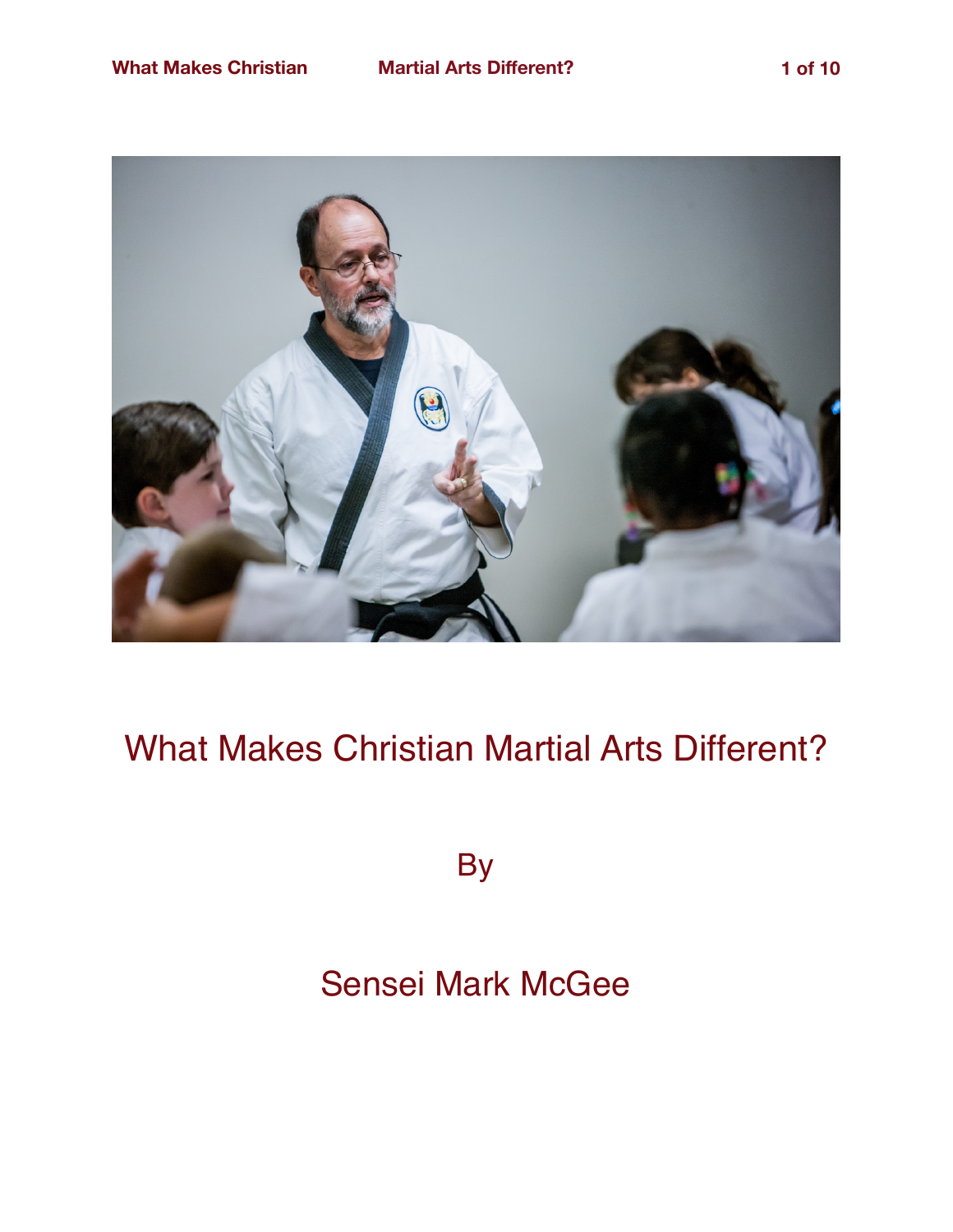# What Makes Christian Martial Arts Different?

By

Sensei Mark McGee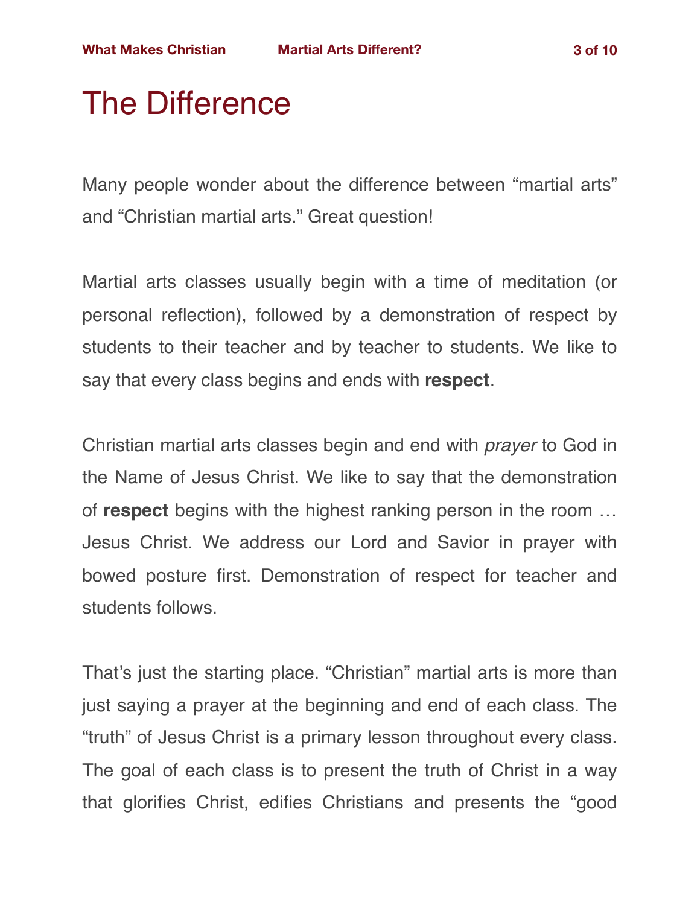# The Difference

Many people wonder about the difference between “martial arts” and “Christian martial arts.” Great question!

Martial arts classes usually begin with a time of meditation (or personal reflection), followed by a demonstration of respect by students to their teacher and by teacher to students. We like to say that every class begins and ends with **respect**.

Christian martial arts classes begin and end with *prayer* to God in the Name of Jesus Christ. We like to say that the demonstration of **respect** begins with the highest ranking person in the room … Jesus Christ. We address our Lord and Savior in prayer with bowed posture first. Demonstration of respect for teacher and students follows.

That’s just the starting place. “Christian” martial arts is more than just saying a prayer at the beginning and end of each class. The “truth” of Jesus Christ is a primary lesson throughout every class. The goal of each class is to present the truth of Christ in a way that glorifies Christ, edifies Christians and presents the “good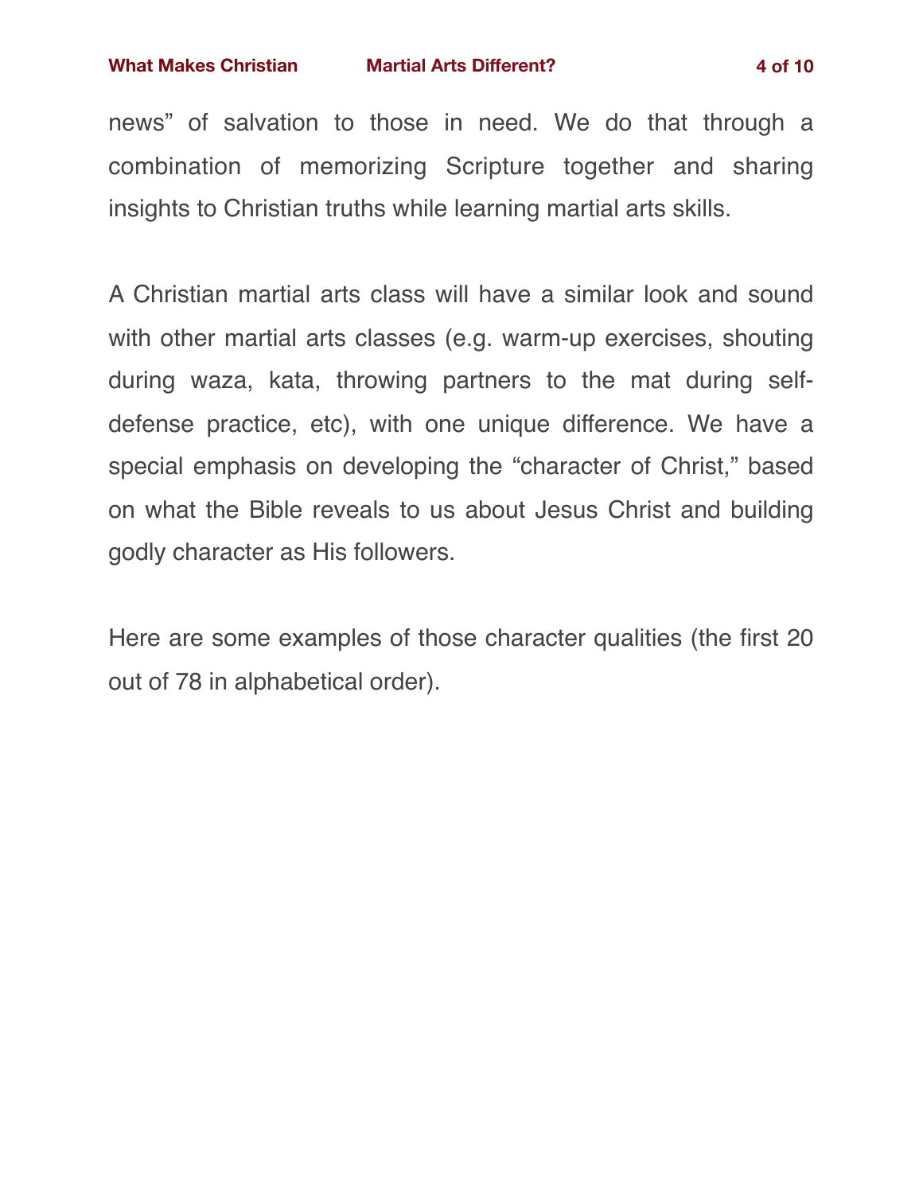news" of salvation to those in need. We do that through a combination of memorizing Scripture together and sharing insights to Christian truths while learning martial arts skills.

A Christian martial arts class will have a similar look and sound with other martial arts classes (e.g. warm-up exercises, shouting during waza, kata, throwing partners to the mat during self-defense practice, etc), with one unique difference. We have a special emphasis on developing the "character of Christ," based on what the Bible reveals to us about Jesus Christ and building godly character as His followers.

Here are some examples of those character qualities (the first 20 out of 78 in alphabetical order).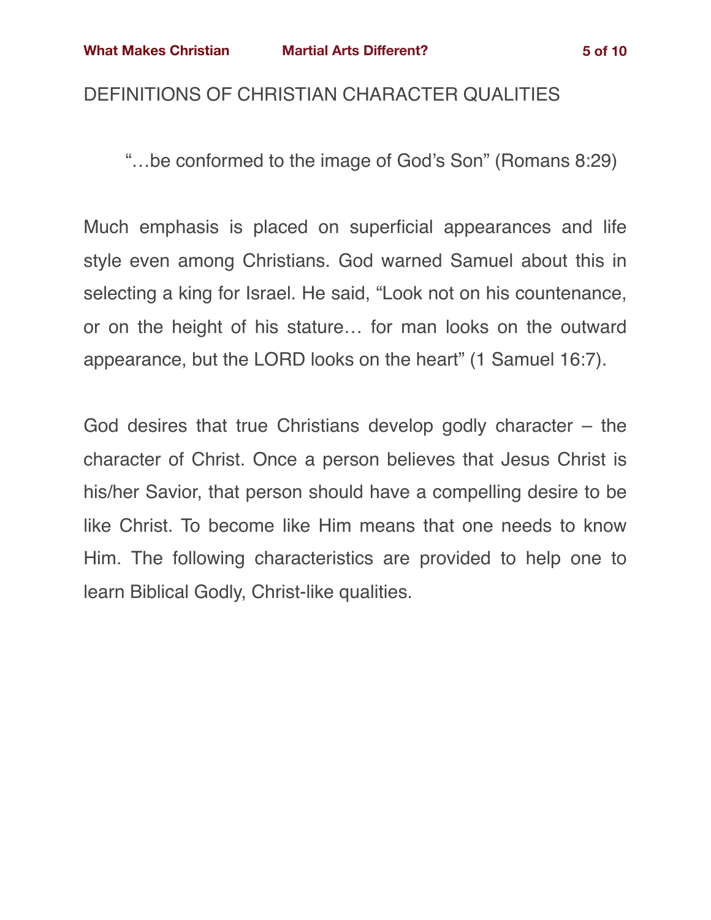## DEFINITIONS OF CHRISTIAN CHARACTER QUALITIES

> "…be conformed to the image of God's Son" (Romans 8:29)

Much emphasis is placed on superficial appearances and life style even among Christians. God warned Samuel about this in selecting a king for Israel. He said, "Look not on his countenance, or on the height of his stature… for man looks on the outward appearance, but the LORD looks on the heart" (1 Samuel 16:7).

God desires that true Christians develop godly character – the character of Christ. Once a person believes that Jesus Christ is his/her Savior, that person should have a compelling desire to be like Christ. To become like Him means that one needs to know Him. The following characteristics are provided to help one to learn Biblical Godly, Christ-like qualities.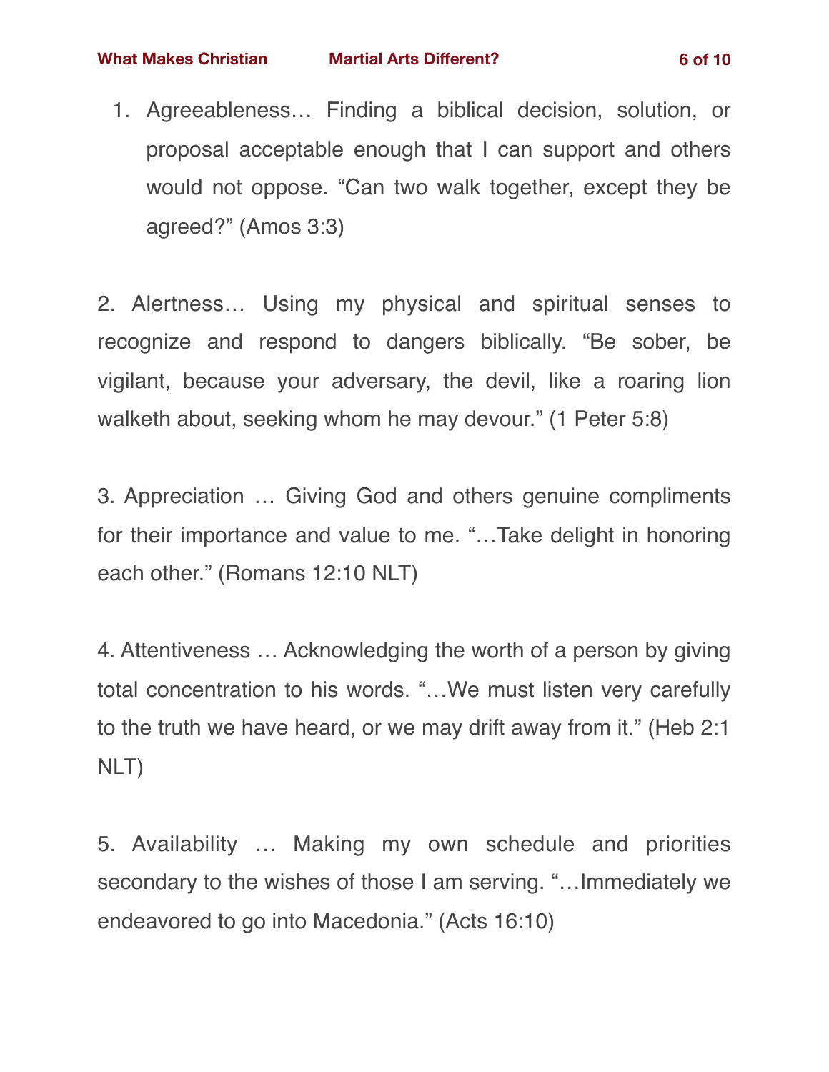1. Agreeableness… Finding a biblical decision, solution, or proposal acceptable enough that I can support and others would not oppose. “Can two walk together, except they be agreed?” (Amos 3:3)

2. Alertness… Using my physical and spiritual senses to recognize and respond to dangers biblically. “Be sober, be vigilant, because your adversary, the devil, like a roaring lion walketh about, seeking whom he may devour.” (1 Peter 5:8)

3. Appreciation … Giving God and others genuine compliments for their importance and value to me. “…Take delight in honoring each other.” (Romans 12:10 NLT)

4. Attentiveness … Acknowledging the worth of a person by giving total concentration to his words. “…We must listen very carefully to the truth we have heard, or we may drift away from it.” (Heb 2:1 NLT)

5. Availability … Making my own schedule and priorities secondary to the wishes of those I am serving. “…Immediately we endeavored to go into Macedonia.” (Acts 16:10)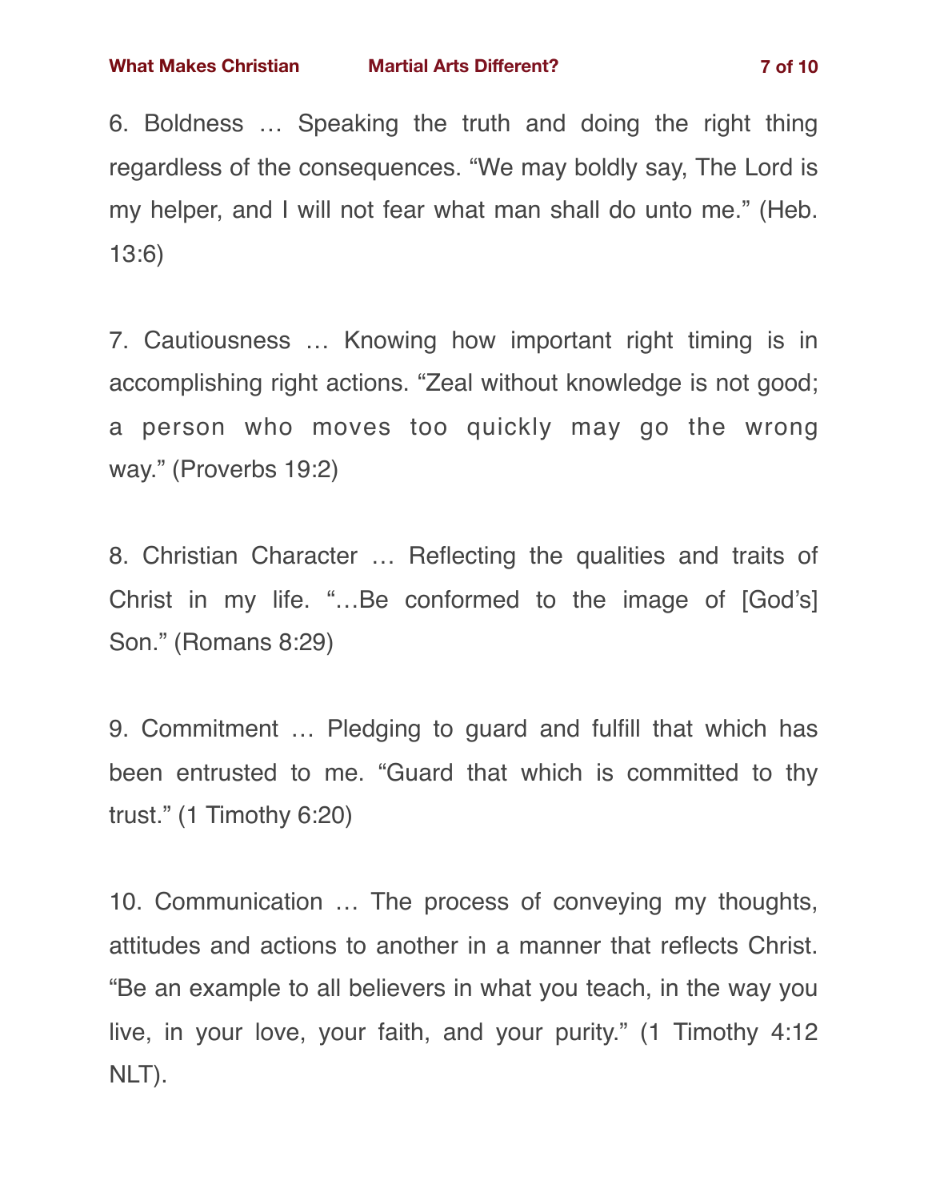6. Boldness … Speaking the truth and doing the right thing regardless of the consequences. “We may boldly say, The Lord is my helper, and I will not fear what man shall do unto me.” (Heb. 13:6)

7. Cautiousness … Knowing how important right timing is in accomplishing right actions. “Zeal without knowledge is not good; a person who moves too quickly may go the wrong way.” (Proverbs 19:2)

8. Christian Character … Reflecting the qualities and traits of Christ in my life. “…Be conformed to the image of [God’s] Son.” (Romans 8:29)

9. Commitment … Pledging to guard and fulfill that which has been entrusted to me. “Guard that which is committed to thy trust.” (1 Timothy 6:20)

10. Communication … The process of conveying my thoughts, attitudes and actions to another in a manner that reflects Christ. “Be an example to all believers in what you teach, in the way you live, in your love, your faith, and your purity.” (1 Timothy 4:12 NLT).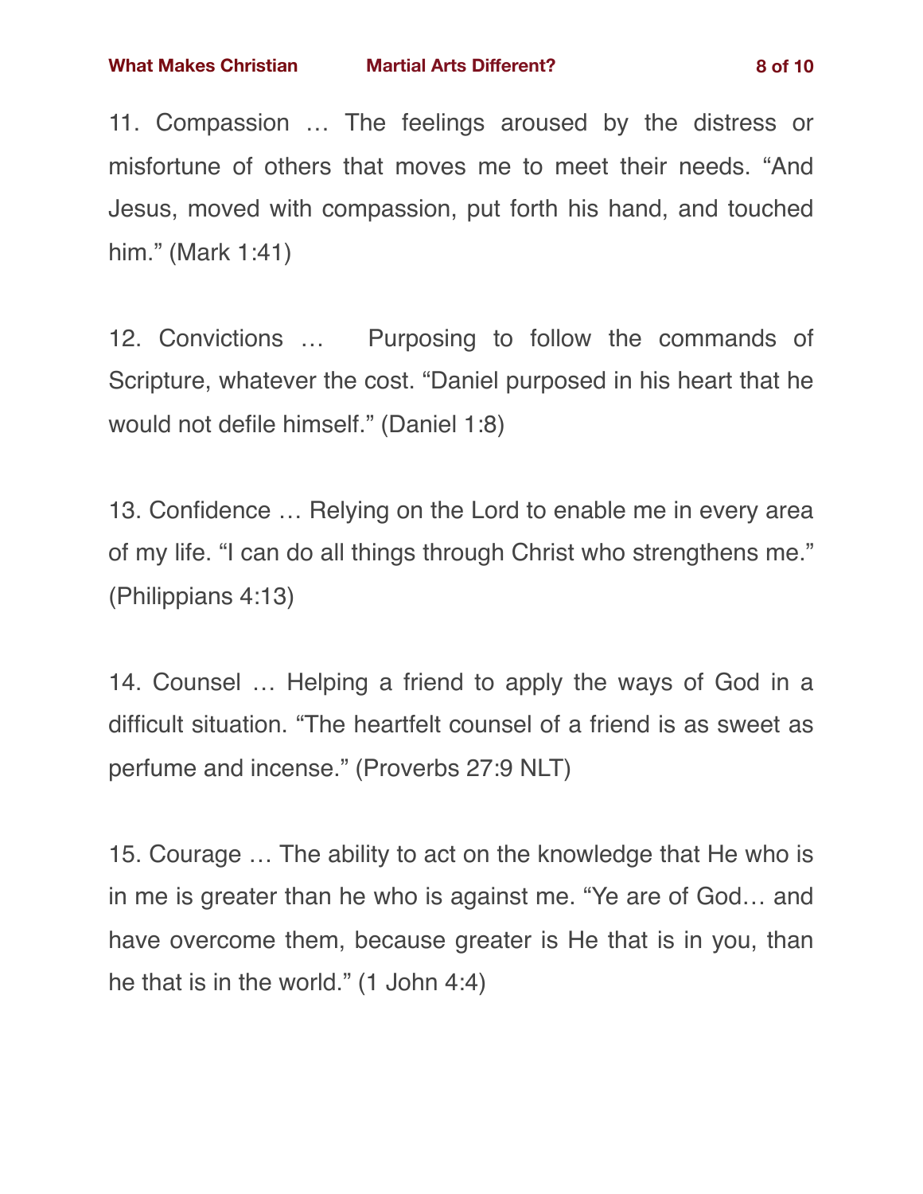11. Compassion … The feelings aroused by the distress or misfortune of others that moves me to meet their needs. “And Jesus, moved with compassion, put forth his hand, and touched him.” (Mark 1:41)

12. Convictions …  Purposing to follow the commands of Scripture, whatever the cost. “Daniel purposed in his heart that he would not defile himself.” (Daniel 1:8)

13. Confidence … Relying on the Lord to enable me in every area of my life. “I can do all things through Christ who strengthens me.” (Philippians 4:13)

14. Counsel … Helping a friend to apply the ways of God in a difficult situation. “The heartfelt counsel of a friend is as sweet as perfume and incense.” (Proverbs 27:9 NLT)

15. Courage … The ability to act on the knowledge that He who is in me is greater than he who is against me. “Ye are of God… and have overcome them, because greater is He that is in you, than he that is in the world.” (1 John 4:4)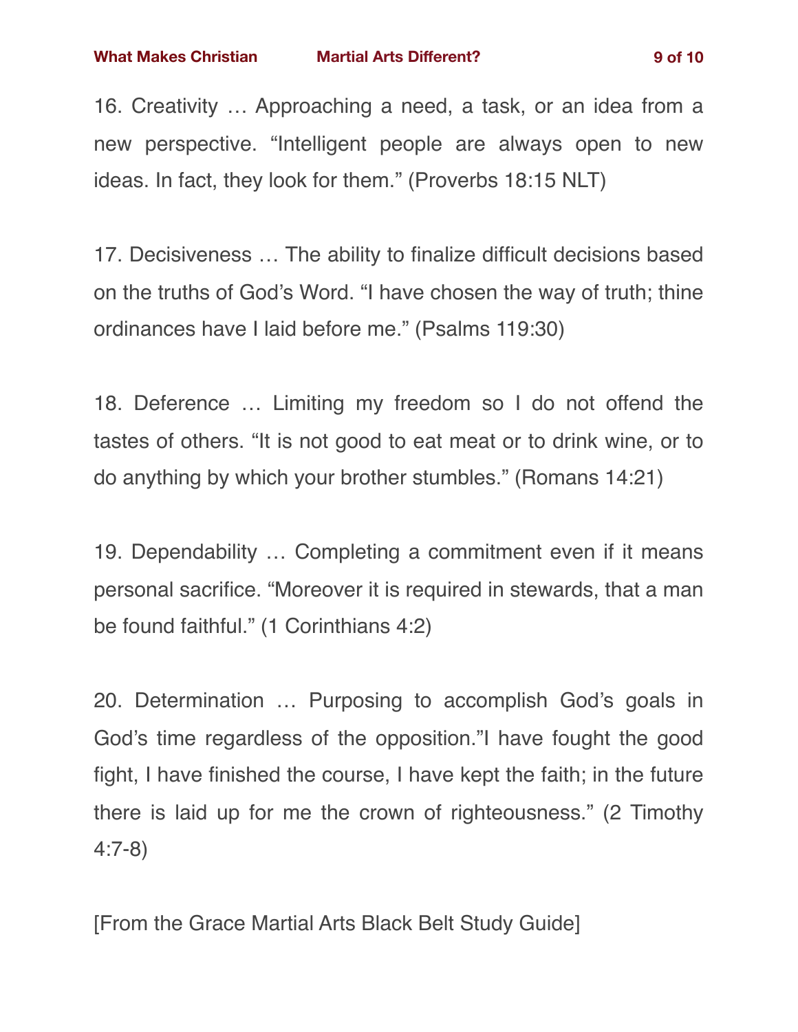16. Creativity … Approaching a need, a task, or an idea from a new perspective. “Intelligent people are always open to new ideas. In fact, they look for them.” (Proverbs 18:15 NLT)

17. Decisiveness … The ability to finalize difficult decisions based on the truths of God’s Word. “I have chosen the way of truth; thine ordinances have I laid before me.” (Psalms 119:30)

18. Deference … Limiting my freedom so I do not offend the tastes of others. “It is not good to eat meat or to drink wine, or to do anything by which your brother stumbles.” (Romans 14:21)

19. Dependability … Completing a commitment even if it means personal sacrifice. “Moreover it is required in stewards, that a man be found faithful.” (1 Corinthians 4:2)

20. Determination … Purposing to accomplish God’s goals in God’s time regardless of the opposition.”I have fought the good fight, I have finished the course, I have kept the faith; in the future there is laid up for me the crown of righteousness.” (2 Timothy 4:7-8)

[From the Grace Martial Arts Black Belt Study Guide]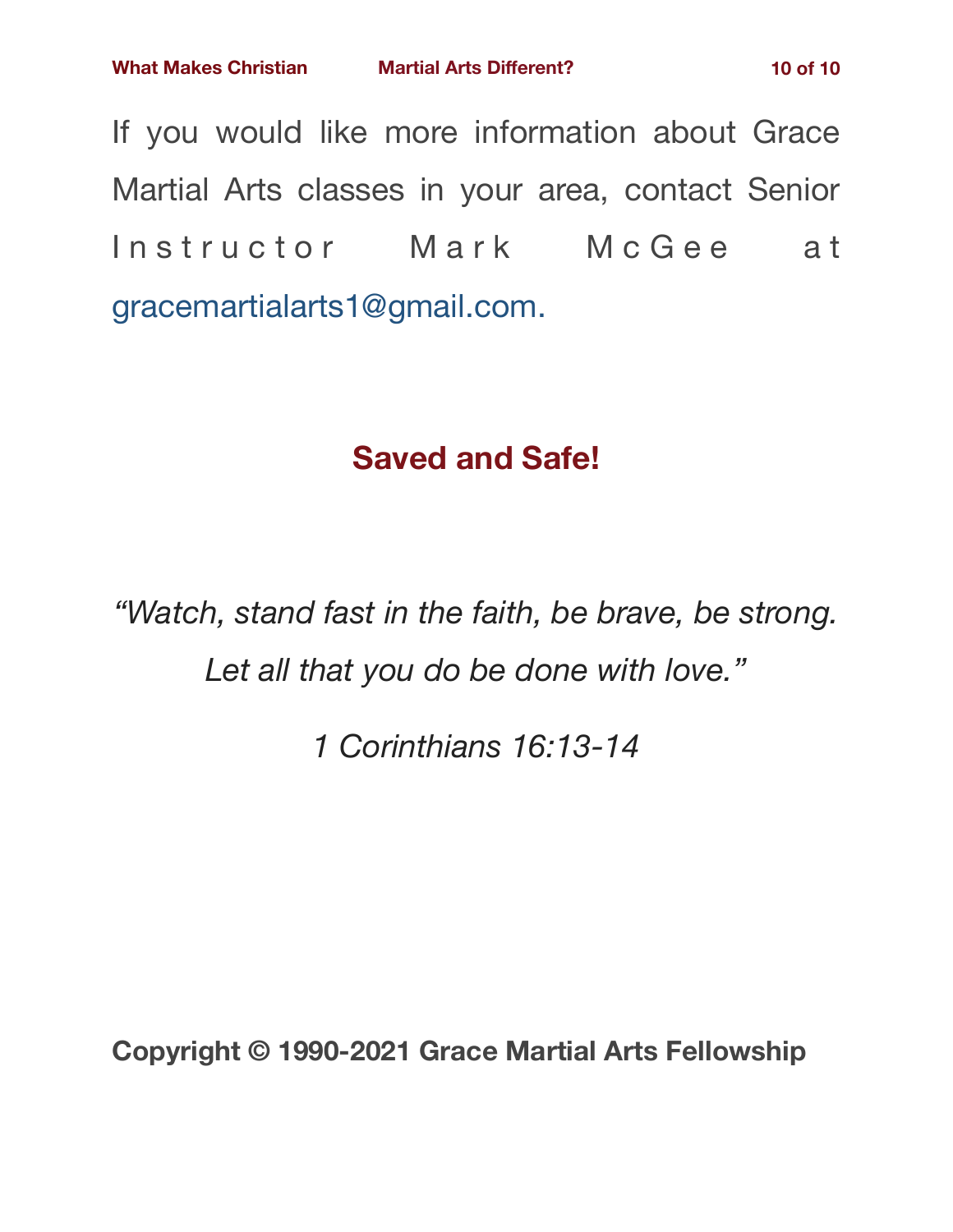If you would like more information about Grace Martial Arts classes in your area, contact Senior Instructor Mark McGee at gracemartialarts1@gmail.com.

## Saved and Safe!

*"Watch, stand fast in the faith, be brave, be strong. Let all that you do be done with love."*

*1 Corinthians 16:13-14*

**Copyright © 1990-2021 Grace Martial Arts Fellowship**